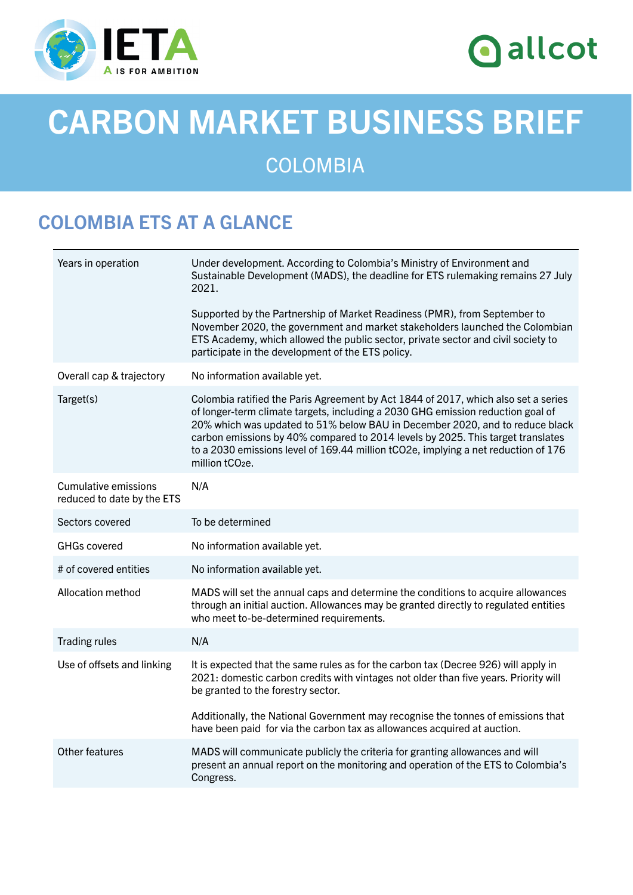# CARBON MARKET BUSINESS BRIEF

## COLOMBIA

## COLOMBIA ETS AT A GLANCE

| | |
|---|---|
| Years in operation | Under development. According to Colombia's Ministry of Environment and Sustainable Development (MADS), the deadline for ETS rulemaking remains 27 July 2021.<br><br>Supported by the Partnership of Market Readiness (PMR), from September to November 2020, the government and market stakeholders launched the Colombian ETS Academy, which allowed the public sector, private sector and civil society to participate in the development of the ETS policy. |
| Overall cap & trajectory | No information available yet. |
| Target(s) | Colombia ratified the Paris Agreement by Act 1844 of 2017, which also set a series of longer-term climate targets, including a 2030 GHG emission reduction goal of 20% which was updated to 51% below BAU in December 2020, and to reduce black carbon emissions by 40% compared to 2014 levels by 2025. This target translates to a 2030 emissions level of 169.44 million $tCO_2e$, implying a net reduction of 176 million $tCO_2e$. |
| Cumulative emissions reduced to date by the ETS | N/A |
| Sectors covered | To be determined |
| GHGs covered | No information available yet. |
| # of covered entities | No information available yet. |
| Allocation method | MADS will set the annual caps and determine the conditions to acquire allowances through an initial auction. Allowances may be granted directly to regulated entities who meet to-be-determined requirements. |
| Trading rules | N/A |
| Use of offsets and linking | It is expected that the same rules as for the carbon tax (Decree 926) will apply in 2021: domestic carbon credits with vintages not older than five years. Priority will be granted to the forestry sector.<br><br>Additionally, the National Government may recognise the tonnes of emissions that have been paid for via the carbon tax as allowances acquired at auction. |
| Other features | MADS will communicate publicly the criteria for granting allowances and will present an annual report on the monitoring and operation of the ETS to Colombia's Congress. |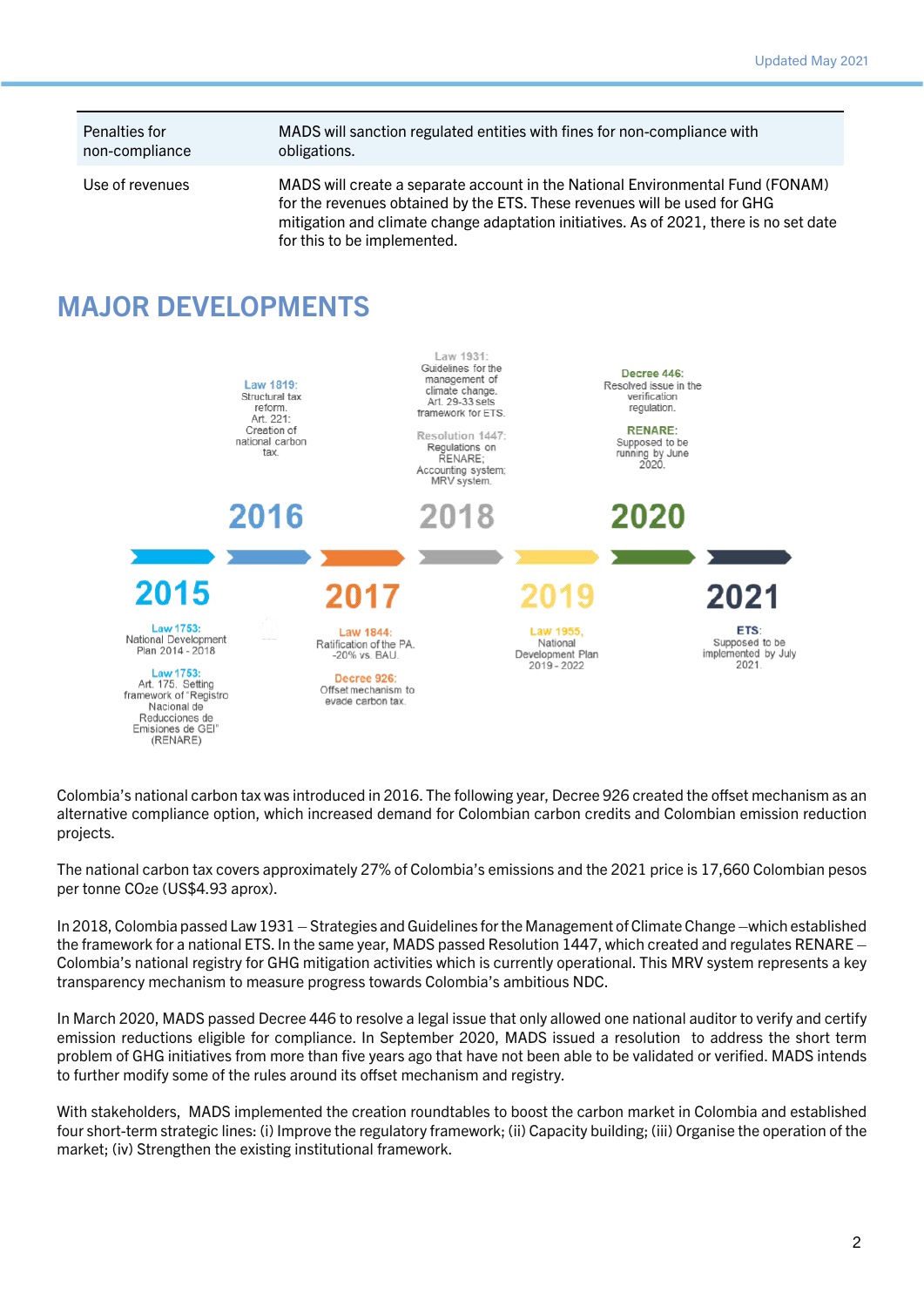| Penalties for non-compliance | MADS will sanction regulated entities with fines for non-compliance with obligations. |
|---|---|
| Use of revenues | MADS will create a separate account in the National Environmental Fund (FONAM) for the revenues obtained by the ETS. These revenues will be used for GHG mitigation and climate change adaptation initiatives. As of 2021, there is no set date for this to be implemented. |

## MAJOR DEVELOPMENTS

**2015**

Law 1753: National Development Plan 2014 - 2018

Law 1753: Art. 175. Setting framework of "Registro Nacional de Reducciones de Emisiones de GEI" (RENARE)

**2016**

Law 1819: Structural tax reform. Art. 221: Creation of national carbon tax.

**2017**

Law 1844: Ratification of the PA. -20% vs. BAU.

Decree 926: Offset mechanism to evade carbon tax.

**2018**

Law 1931: Guidelines for the management of climate change. Art. 29-33 sets framework for ETS.

Resolution 1447: Regulations on RENARE; Accounting system; MRV system.

**2019**

Law 1955, National Development Plan 2019 - 2022

**2020**

Decree 446: Resolved issue in the verification regulation.

RENARE: Supposed to be running by June 2020.

**2021**

ETS: Supposed to be implemented by July 2021.

Colombia's national carbon tax was introduced in 2016. The following year, Decree 926 created the offset mechanism as an alternative compliance option, which increased demand for Colombian carbon credits and Colombian emission reduction projects.

The national carbon tax covers approximately 27% of Colombia's emissions and the 2021 price is 17,660 Colombian pesos per tonne $CO_2e$ (US$4.93 aprox).

In 2018, Colombia passed Law 1931 – Strategies and Guidelines for the Management of Climate Change –which established the framework for a national ETS. In the same year, MADS passed Resolution 1447, which created and regulates RENARE – Colombia's national registry for GHG mitigation activities which is currently operational. This MRV system represents a key transparency mechanism to measure progress towards Colombia's ambitious NDC.

In March 2020, MADS passed Decree 446 to resolve a legal issue that only allowed one national auditor to verify and certify emission reductions eligible for compliance. In September 2020, MADS issued a resolution to address the short term problem of GHG initiatives from more than five years ago that have not been able to be validated or verified. MADS intends to further modify some of the rules around its offset mechanism and registry.

With stakeholders, MADS implemented the creation roundtables to boost the carbon market in Colombia and established four short-term strategic lines: (i) Improve the regulatory framework; (ii) Capacity building; (iii) Organise the operation of the market; (iv) Strengthen the existing institutional framework.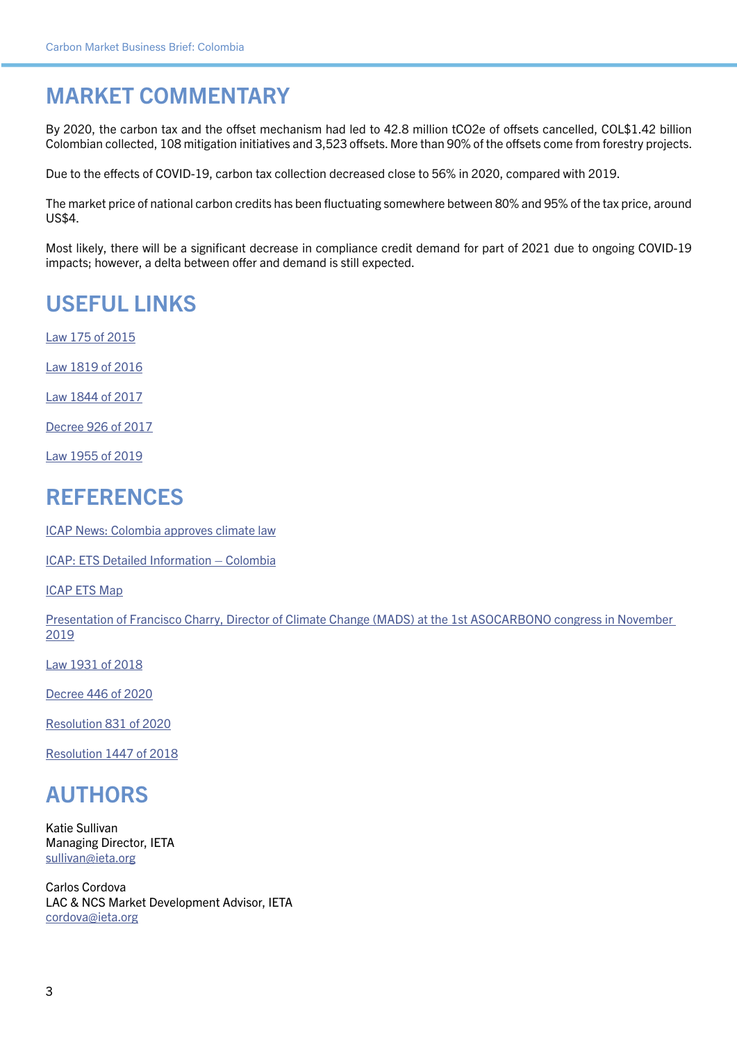## MARKET COMMENTARY

By 2020, the carbon tax and the offset mechanism had led to 42.8 million tCO2e of offsets cancelled, COL$1.42 billion Colombian collected, 108 mitigation initiatives and 3,523 offsets. More than 90% of the offsets come from forestry projects.

Due to the effects of COVID-19, carbon tax collection decreased close to 56% in 2020, compared with 2019.

The market price of national carbon credits has been fluctuating somewhere between 80% and 95% of the tax price, around US$4.

Most likely, there will be a significant decrease in compliance credit demand for part of 2021 due to ongoing COVID-19 impacts; however, a delta between offer and demand is still expected.

## USEFUL LINKS

Law 175 of 2015

Law 1819 of 2016

Law 1844 of 2017

Decree 926 of 2017

Law 1955 of 2019

## REFERENCES

ICAP News: Colombia approves climate law

ICAP: ETS Detailed Information – Colombia

ICAP ETS Map

Presentation of Francisco Charry, Director of Climate Change (MADS) at the 1st ASOCARBONO congress in November 2019

Law 1931 of 2018

Decree 446 of 2020

Resolution 831 of 2020

Resolution 1447 of 2018

## AUTHORS

Katie Sullivan
Managing Director, IETA
sullivan@ieta.org

Carlos Cordova
LAC & NCS Market Development Advisor, IETA
cordova@ieta.org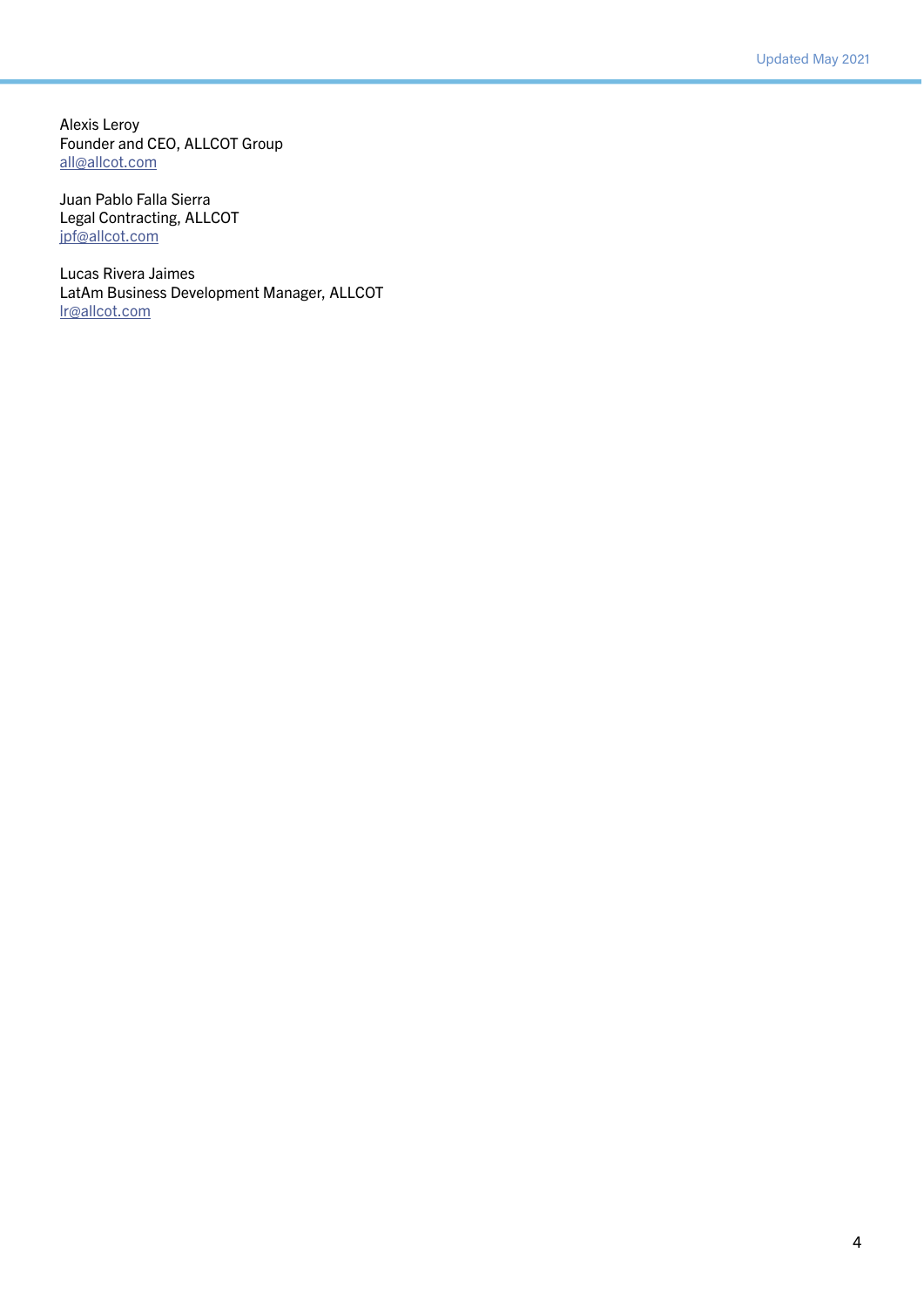Alexis Leroy
Founder and CEO, ALLCOT Group
all@allcot.com

Juan Pablo Falla Sierra
Legal Contracting, ALLCOT
jpf@allcot.com

Lucas Rivera Jaimes
LatAm Business Development Manager, ALLCOT
lr@allcot.com